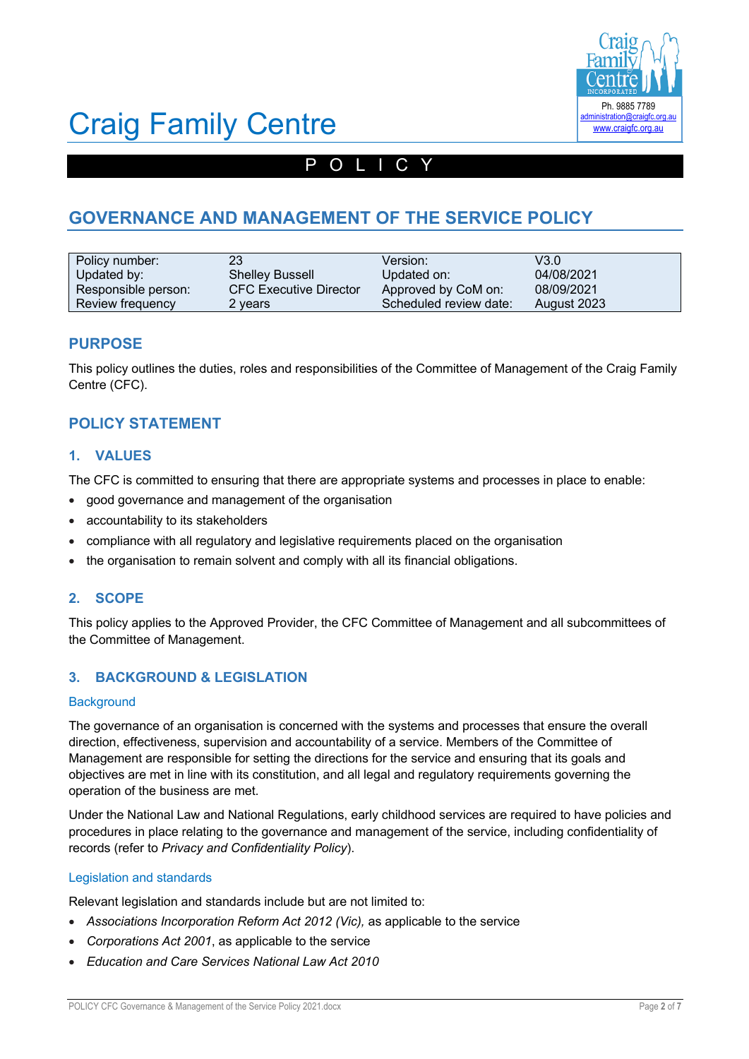# Craig Family Centre

Ph. 9885 7789
administration@craigfc.org.au
www.craigfc.org.au

POLICY

## GOVERNANCE AND MANAGEMENT OF THE SERVICE POLICY

| Policy number: | 23 | Version: | V3.0 |
|---|---|---|---|
| Updated by: | Shelley Bussell | Updated on: | 04/08/2021 |
| Responsible person: | CFC Executive Director | Approved by CoM on: | 08/09/2021 |
| Review frequency | 2 years | Scheduled review date: | August 2023 |

## PURPOSE

This policy outlines the duties, roles and responsibilities of the Committee of Management of the Craig Family Centre (CFC).

## POLICY STATEMENT

### 1. VALUES

The CFC is committed to ensuring that there are appropriate systems and processes in place to enable:

- good governance and management of the organisation
- accountability to its stakeholders
- compliance with all regulatory and legislative requirements placed on the organisation
- the organisation to remain solvent and comply with all its financial obligations.

### 2. SCOPE

This policy applies to the Approved Provider, the CFC Committee of Management and all subcommittees of the Committee of Management.

### 3. BACKGROUND & LEGISLATION

#### Background

The governance of an organisation is concerned with the systems and processes that ensure the overall direction, effectiveness, supervision and accountability of a service. Members of the Committee of Management are responsible for setting the directions for the service and ensuring that its goals and objectives are met in line with its constitution, and all legal and regulatory requirements governing the operation of the business are met.

Under the National Law and National Regulations, early childhood services are required to have policies and procedures in place relating to the governance and management of the service, including confidentiality of records (refer to *Privacy and Confidentiality Policy*).

#### Legislation and standards

Relevant legislation and standards include but are not limited to:

- *Associations Incorporation Reform Act 2012 (Vic),* as applicable to the service
- *Corporations Act 2001*, as applicable to the service
- *Education and Care Services National Law Act 2010*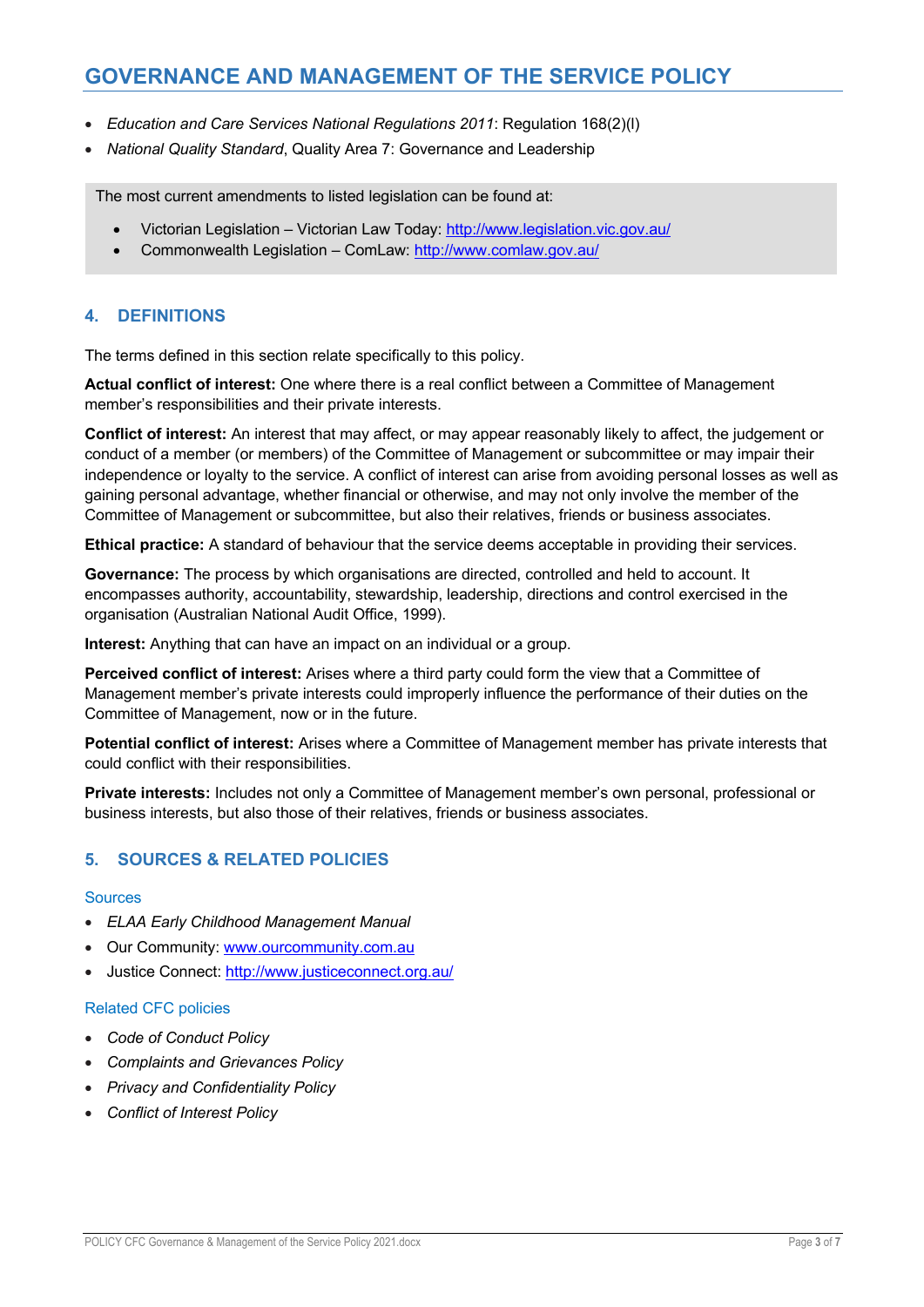- *Education and Care Services National Regulations 2011*: Regulation 168(2)(l)
- *National Quality Standard*, Quality Area 7: Governance and Leadership

The most current amendments to listed legislation can be found at:

- Victorian Legislation – Victorian Law Today: http://www.legislation.vic.gov.au/
- Commonwealth Legislation – ComLaw: http://www.comlaw.gov.au/

## 4. DEFINITIONS

The terms defined in this section relate specifically to this policy.

**Actual conflict of interest:** One where there is a real conflict between a Committee of Management member's responsibilities and their private interests.

**Conflict of interest:** An interest that may affect, or may appear reasonably likely to affect, the judgement or conduct of a member (or members) of the Committee of Management or subcommittee or may impair their independence or loyalty to the service. A conflict of interest can arise from avoiding personal losses as well as gaining personal advantage, whether financial or otherwise, and may not only involve the member of the Committee of Management or subcommittee, but also their relatives, friends or business associates.

**Ethical practice:** A standard of behaviour that the service deems acceptable in providing their services.

**Governance:** The process by which organisations are directed, controlled and held to account. It encompasses authority, accountability, stewardship, leadership, directions and control exercised in the organisation (Australian National Audit Office, 1999).

**Interest:** Anything that can have an impact on an individual or a group.

**Perceived conflict of interest:** Arises where a third party could form the view that a Committee of Management member's private interests could improperly influence the performance of their duties on the Committee of Management, now or in the future.

**Potential conflict of interest:** Arises where a Committee of Management member has private interests that could conflict with their responsibilities.

**Private interests:** Includes not only a Committee of Management member's own personal, professional or business interests, but also those of their relatives, friends or business associates.

## 5. SOURCES & RELATED POLICIES

### Sources

- *ELAA Early Childhood Management Manual*
- Our Community: www.ourcommunity.com.au
- Justice Connect: http://www.justiceconnect.org.au/

### Related CFC policies

- *Code of Conduct Policy*
- *Complaints and Grievances Policy*
- *Privacy and Confidentiality Policy*
- *Conflict of Interest Policy*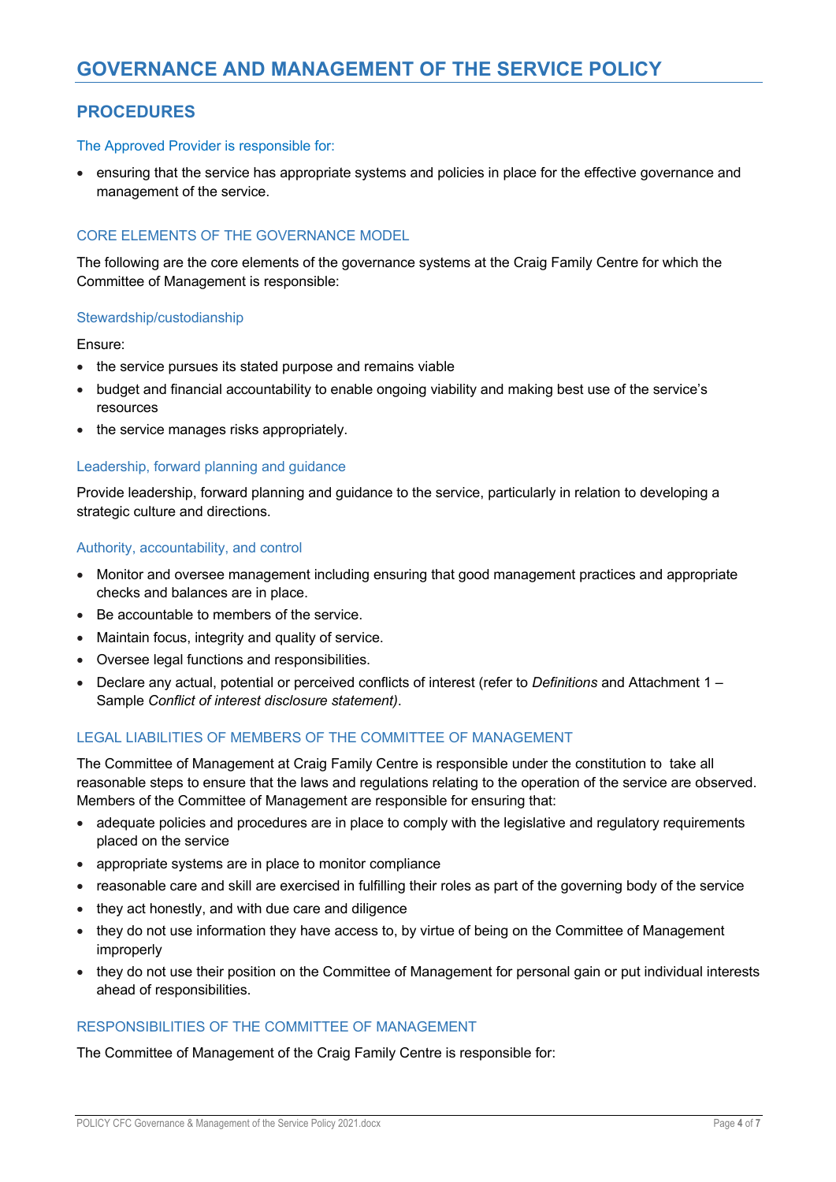# GOVERNANCE AND MANAGEMENT OF THE SERVICE POLICY

## PROCEDURES

### The Approved Provider is responsible for:

- ensuring that the service has appropriate systems and policies in place for the effective governance and management of the service.

### CORE ELEMENTS OF THE GOVERNANCE MODEL

The following are the core elements of the governance systems at the Craig Family Centre for which the Committee of Management is responsible:

#### Stewardship/custodianship

Ensure:

- the service pursues its stated purpose and remains viable
- budget and financial accountability to enable ongoing viability and making best use of the service's resources
- the service manages risks appropriately.

#### Leadership, forward planning and guidance

Provide leadership, forward planning and guidance to the service, particularly in relation to developing a strategic culture and directions.

#### Authority, accountability, and control

- Monitor and oversee management including ensuring that good management practices and appropriate checks and balances are in place.
- Be accountable to members of the service.
- Maintain focus, integrity and quality of service.
- Oversee legal functions and responsibilities.
- Declare any actual, potential or perceived conflicts of interest (refer to *Definitions* and Attachment 1 – Sample *Conflict of interest disclosure statement)*.

### LEGAL LIABILITIES OF MEMBERS OF THE COMMITTEE OF MANAGEMENT

The Committee of Management at Craig Family Centre is responsible under the constitution to take all reasonable steps to ensure that the laws and regulations relating to the operation of the service are observed. Members of the Committee of Management are responsible for ensuring that:

- adequate policies and procedures are in place to comply with the legislative and regulatory requirements placed on the service
- appropriate systems are in place to monitor compliance
- reasonable care and skill are exercised in fulfilling their roles as part of the governing body of the service
- they act honestly, and with due care and diligence
- they do not use information they have access to, by virtue of being on the Committee of Management improperly
- they do not use their position on the Committee of Management for personal gain or put individual interests ahead of responsibilities.

### RESPONSIBILITIES OF THE COMMITTEE OF MANAGEMENT

The Committee of Management of the Craig Family Centre is responsible for: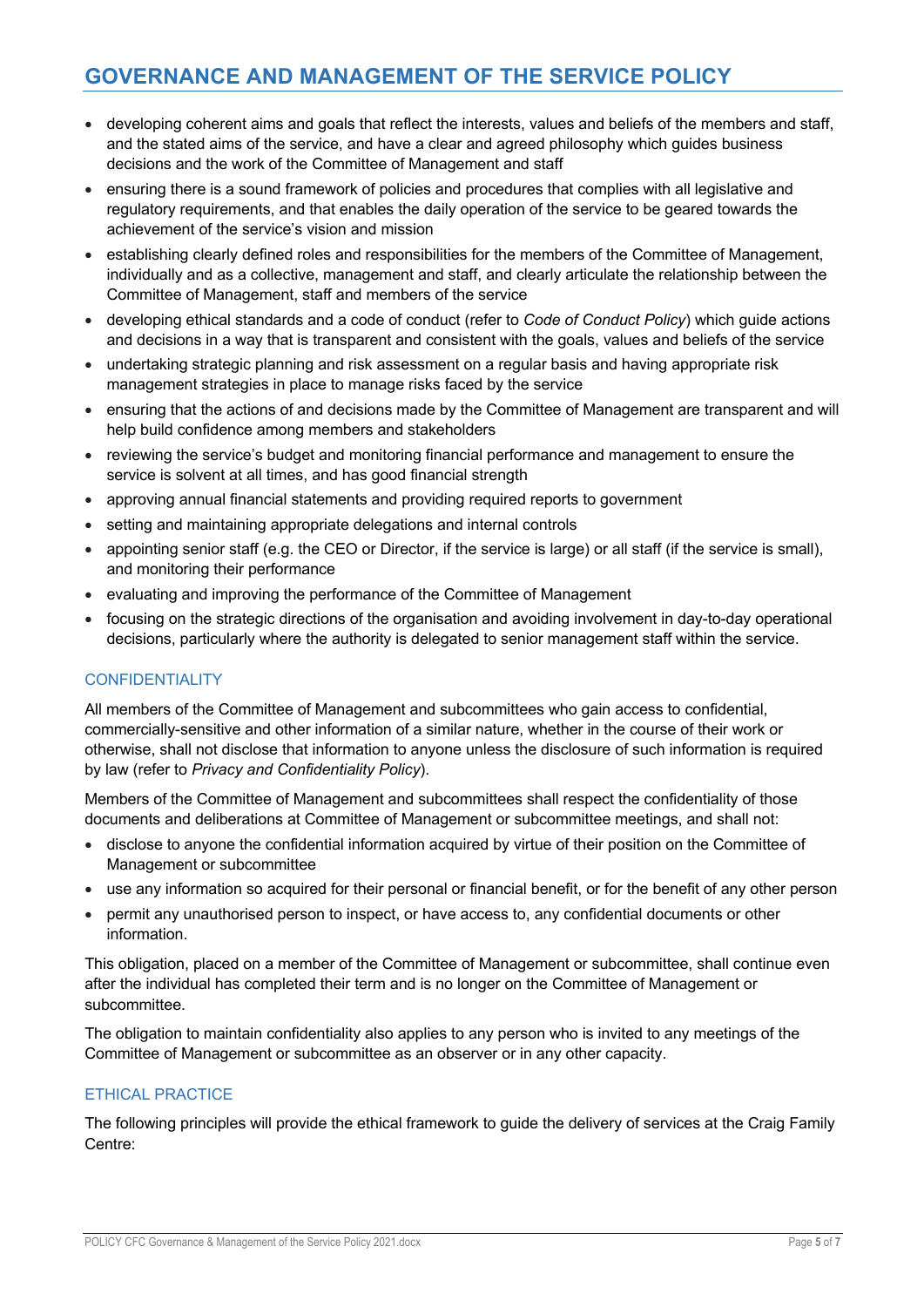- developing coherent aims and goals that reflect the interests, values and beliefs of the members and staff, and the stated aims of the service, and have a clear and agreed philosophy which guides business decisions and the work of the Committee of Management and staff
- ensuring there is a sound framework of policies and procedures that complies with all legislative and regulatory requirements, and that enables the daily operation of the service to be geared towards the achievement of the service's vision and mission
- establishing clearly defined roles and responsibilities for the members of the Committee of Management, individually and as a collective, management and staff, and clearly articulate the relationship between the Committee of Management, staff and members of the service
- developing ethical standards and a code of conduct (refer to *Code of Conduct Policy*) which guide actions and decisions in a way that is transparent and consistent with the goals, values and beliefs of the service
- undertaking strategic planning and risk assessment on a regular basis and having appropriate risk management strategies in place to manage risks faced by the service
- ensuring that the actions of and decisions made by the Committee of Management are transparent and will help build confidence among members and stakeholders
- reviewing the service's budget and monitoring financial performance and management to ensure the service is solvent at all times, and has good financial strength
- approving annual financial statements and providing required reports to government
- setting and maintaining appropriate delegations and internal controls
- appointing senior staff (e.g. the CEO or Director, if the service is large) or all staff (if the service is small), and monitoring their performance
- evaluating and improving the performance of the Committee of Management
- focusing on the strategic directions of the organisation and avoiding involvement in day-to-day operational decisions, particularly where the authority is delegated to senior management staff within the service.

### CONFIDENTIALITY

All members of the Committee of Management and subcommittees who gain access to confidential, commercially-sensitive and other information of a similar nature, whether in the course of their work or otherwise, shall not disclose that information to anyone unless the disclosure of such information is required by law (refer to *Privacy and Confidentiality Policy*).

Members of the Committee of Management and subcommittees shall respect the confidentiality of those documents and deliberations at Committee of Management or subcommittee meetings, and shall not:

- disclose to anyone the confidential information acquired by virtue of their position on the Committee of Management or subcommittee
- use any information so acquired for their personal or financial benefit, or for the benefit of any other person
- permit any unauthorised person to inspect, or have access to, any confidential documents or other information.

This obligation, placed on a member of the Committee of Management or subcommittee, shall continue even after the individual has completed their term and is no longer on the Committee of Management or subcommittee.

The obligation to maintain confidentiality also applies to any person who is invited to any meetings of the Committee of Management or subcommittee as an observer or in any other capacity.

### ETHICAL PRACTICE

The following principles will provide the ethical framework to guide the delivery of services at the Craig Family Centre: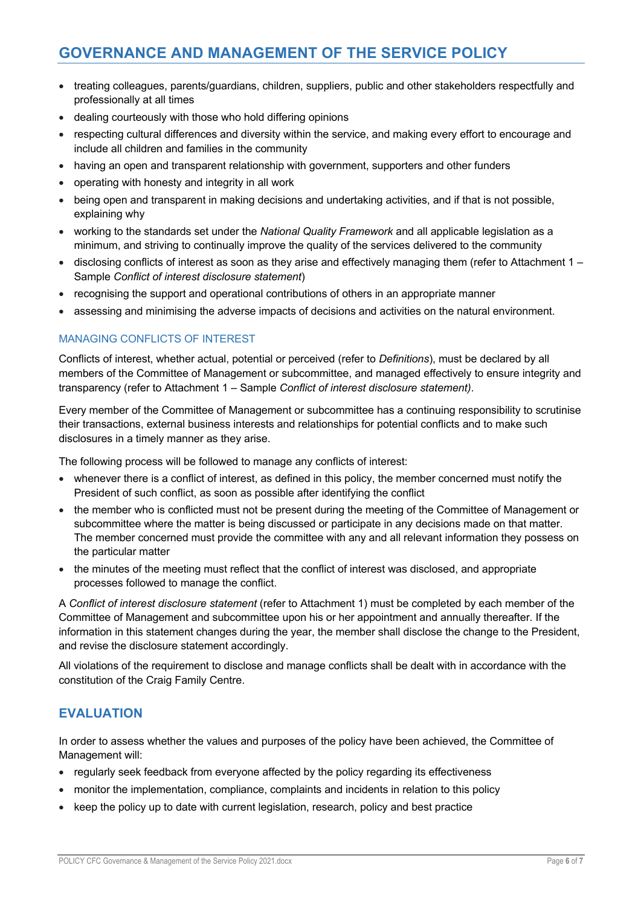- treating colleagues, parents/guardians, children, suppliers, public and other stakeholders respectfully and professionally at all times
- dealing courteously with those who hold differing opinions
- respecting cultural differences and diversity within the service, and making every effort to encourage and include all children and families in the community
- having an open and transparent relationship with government, supporters and other funders
- operating with honesty and integrity in all work
- being open and transparent in making decisions and undertaking activities, and if that is not possible, explaining why
- working to the standards set under the *National Quality Framework* and all applicable legislation as a minimum, and striving to continually improve the quality of the services delivered to the community
- disclosing conflicts of interest as soon as they arise and effectively managing them (refer to Attachment 1 – Sample *Conflict of interest disclosure statement*)
- recognising the support and operational contributions of others in an appropriate manner
- assessing and minimising the adverse impacts of decisions and activities on the natural environment.

### MANAGING CONFLICTS OF INTEREST

Conflicts of interest, whether actual, potential or perceived (refer to *Definitions*), must be declared by all members of the Committee of Management or subcommittee, and managed effectively to ensure integrity and transparency (refer to Attachment 1 – Sample *Conflict of interest disclosure statement)*.

Every member of the Committee of Management or subcommittee has a continuing responsibility to scrutinise their transactions, external business interests and relationships for potential conflicts and to make such disclosures in a timely manner as they arise.

The following process will be followed to manage any conflicts of interest:

- whenever there is a conflict of interest, as defined in this policy, the member concerned must notify the President of such conflict, as soon as possible after identifying the conflict
- the member who is conflicted must not be present during the meeting of the Committee of Management or subcommittee where the matter is being discussed or participate in any decisions made on that matter. The member concerned must provide the committee with any and all relevant information they possess on the particular matter
- the minutes of the meeting must reflect that the conflict of interest was disclosed, and appropriate processes followed to manage the conflict.

A *Conflict of interest disclosure statement* (refer to Attachment 1) must be completed by each member of the Committee of Management and subcommittee upon his or her appointment and annually thereafter. If the information in this statement changes during the year, the member shall disclose the change to the President, and revise the disclosure statement accordingly.

All violations of the requirement to disclose and manage conflicts shall be dealt with in accordance with the constitution of the Craig Family Centre.

## EVALUATION

In order to assess whether the values and purposes of the policy have been achieved, the Committee of Management will:

- regularly seek feedback from everyone affected by the policy regarding its effectiveness
- monitor the implementation, compliance, complaints and incidents in relation to this policy
- keep the policy up to date with current legislation, research, policy and best practice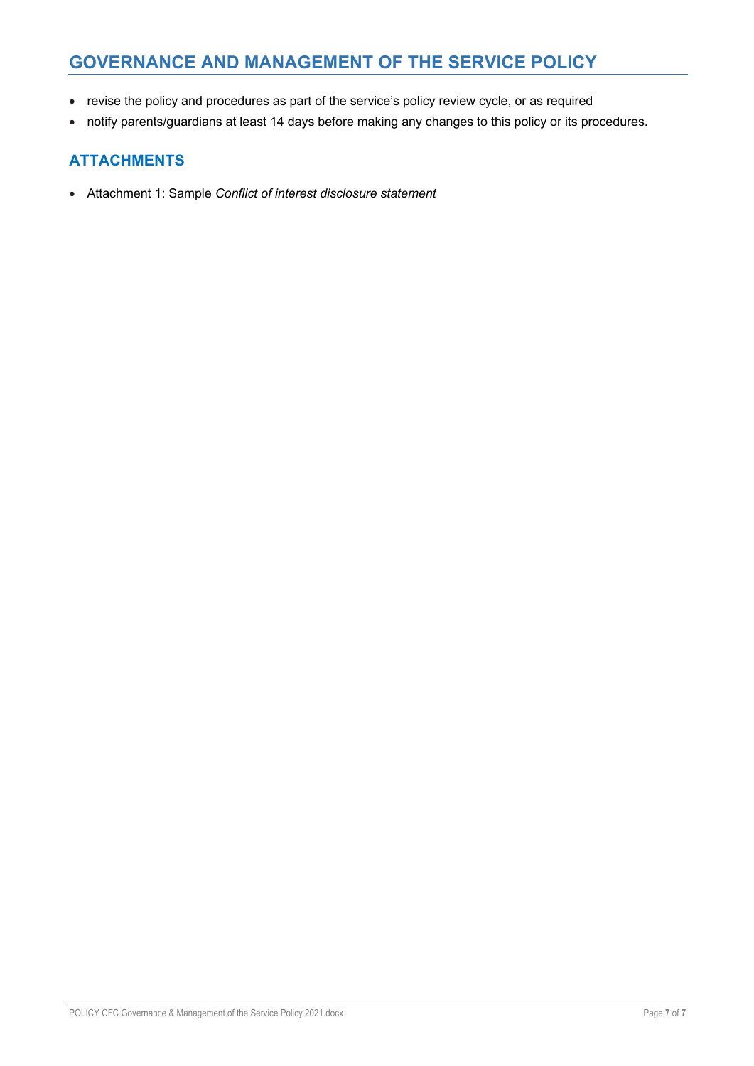- revise the policy and procedures as part of the service's policy review cycle, or as required
- notify parents/guardians at least 14 days before making any changes to this policy or its procedures.

## ATTACHMENTS

- Attachment 1: Sample *Conflict of interest disclosure statement*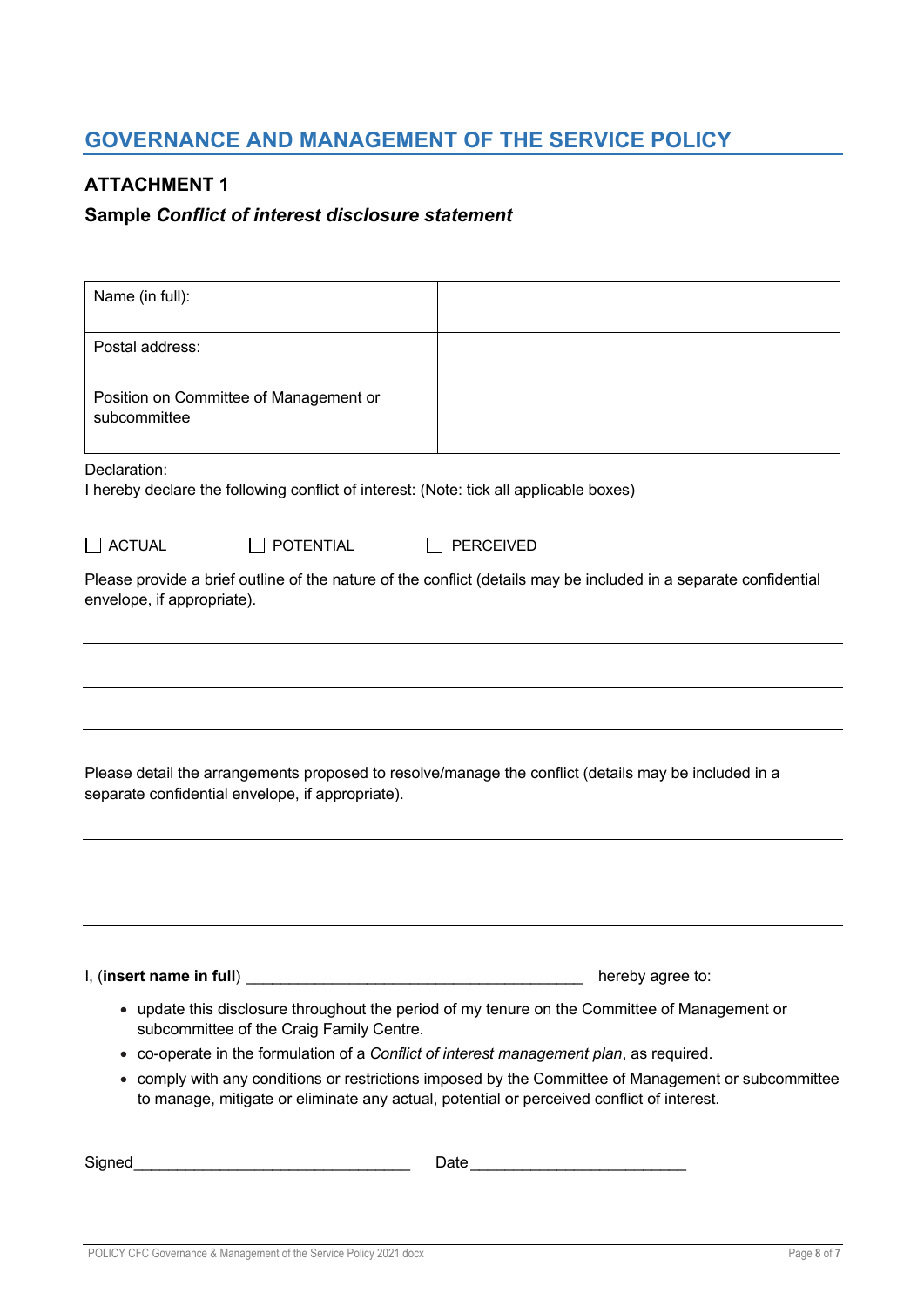# GOVERNANCE AND MANAGEMENT OF THE SERVICE POLICY

## ATTACHMENT 1

### Sample *Conflict of interest disclosure statement*

| | |
|---|---|
| Name (in full): | |
| Postal address: | |
| Position on Committee of Management or subcommittee | |

Declaration:
I hereby declare the following conflict of interest: (Note: tick all applicable boxes)

☐ ACTUAL ☐ POTENTIAL ☐ PERCEIVED

Please provide a brief outline of the nature of the conflict (details may be included in a separate confidential envelope, if appropriate).

---

---

---

Please detail the arrangements proposed to resolve/manage the conflict (details may be included in a separate confidential envelope, if appropriate).

---

---

---

I, (**insert name in full**) _______________________________________ hereby agree to:

- update this disclosure throughout the period of my tenure on the Committee of Management or subcommittee of the Craig Family Centre.
- co-operate in the formulation of a *Conflict of interest management plan*, as required.
- comply with any conditions or restrictions imposed by the Committee of Management or subcommittee to manage, mitigate or eliminate any actual, potential or perceived conflict of interest.

Signed________________________________ Date _________________________